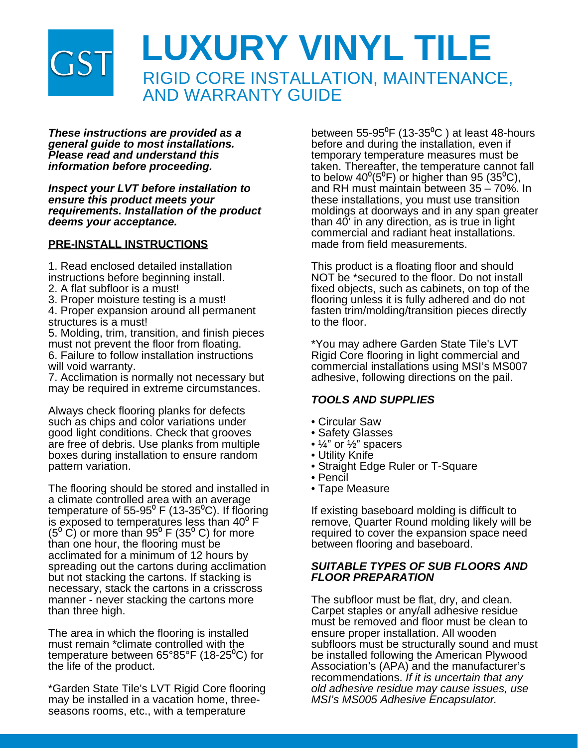GST

# LUXURY VINYL TILE

## RIGID CORE INSTALLATION, MAINTENANCE, AND WARRANTY GUIDE

***These instructions are provided as a general guide to most installations. Please read and understand this information before proceeding.***

***Inspect your LVT before installation to ensure this product meets your requirements. Installation of the product deems your acceptance.***

### PRE-INSTALL INSTRUCTIONS

1. Read enclosed detailed installation instructions before beginning install.
2. A flat subfloor is a must!
3. Proper moisture testing is a must!
4. Proper expansion around all permanent structures is a must!
5. Molding, trim, transition, and finish pieces must not prevent the floor from floating.
6. Failure to follow installation instructions will void warranty.
7. Acclimation is normally not necessary but may be required in extreme circumstances.

Always check flooring planks for defects such as chips and color variations under good light conditions. Check that grooves are free of debris. Use planks from multiple boxes during installation to ensure random pattern variation.

The flooring should be stored and installed in a climate controlled area with an average temperature of 55-95⁰ F (13-35⁰C). If flooring is exposed to temperatures less than 40⁰ F (5⁰ C) or more than 95⁰ F (35⁰ C) for more than one hour, the flooring must be acclimated for a minimum of 12 hours by spreading out the cartons during acclimation but not stacking the cartons. If stacking is necessary, stack the cartons in a crisscross manner - never stacking the cartons more than three high.

The area in which the flooring is installed must remain *climate controlled with the temperature between 65°85°F (18-25⁰C) for the life of the product.

*Garden State Tile's LVT Rigid Core flooring may be installed in a vacation home, three-seasons rooms, etc., with a temperature between 55-95⁰F (13-35⁰C ) at least 48-hours before and during the installation, even if temporary temperature measures must be taken. Thereafter, the temperature cannot fall to below 40⁰(5⁰F) or higher than 95 (35⁰C), and RH must maintain between 35 – 70%. In these installations, you must use transition moldings at doorways and in any span greater than 40' in any direction, as is true in light commercial and radiant heat installations. made from field measurements.

This product is a floating floor and should NOT be *secured to the floor. Do not install fixed objects, such as cabinets, on top of the flooring unless it is fully adhered and do not fasten trim/molding/transition pieces directly to the floor.

*You may adhere Garden State Tile's LVT Rigid Core flooring in light commercial and commercial installations using MSI's MS007 adhesive, following directions on the pail.

### *TOOLS AND SUPPLIES*

- Circular Saw
- Safety Glasses
- ¼" or ½" spacers
- Utility Knife
- Straight Edge Ruler or T-Square
- Pencil
- Tape Measure

If existing baseboard molding is difficult to remove, Quarter Round molding likely will be required to cover the expansion space need between flooring and baseboard.

### *SUITABLE TYPES OF SUB FLOORS AND FLOOR PREPARATION*

The subfloor must be flat, dry, and clean. Carpet staples or any/all adhesive residue must be removed and floor must be clean to ensure proper installation. All wooden subfloors must be structurally sound and must be installed following the American Plywood Association's (APA) and the manufacturer's recommendations. *If it is uncertain that any old adhesive residue may cause issues, use MSI's MS005 Adhesive Encapsulator.*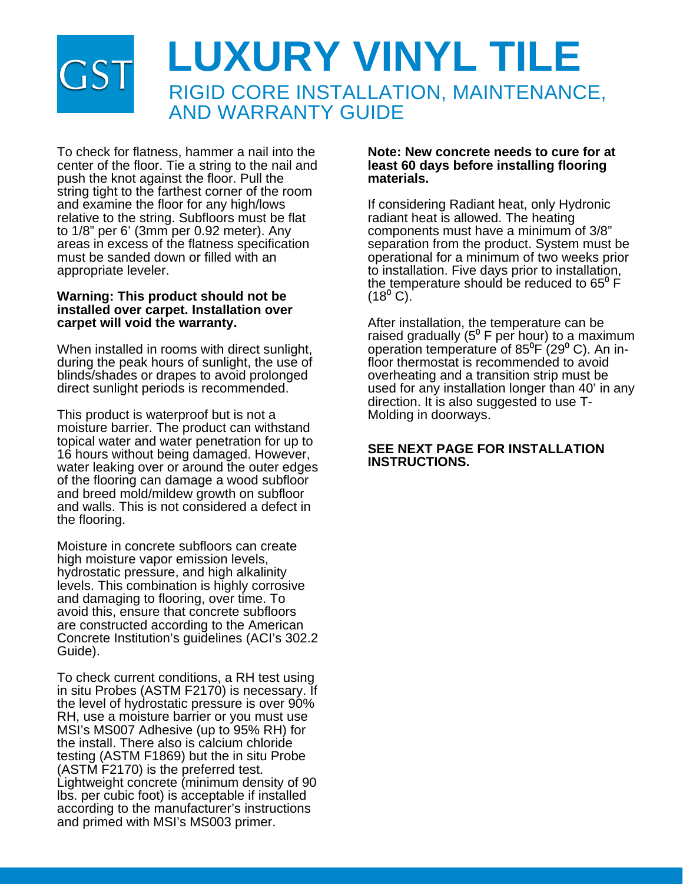# LUXURY VINYL TILE

## RIGID CORE INSTALLATION, MAINTENANCE, AND WARRANTY GUIDE

To check for flatness, hammer a nail into the center of the floor. Tie a string to the nail and push the knot against the floor. Pull the string tight to the farthest corner of the room and examine the floor for any high/lows relative to the string. Subfloors must be flat to 1/8" per 6' (3mm per 0.92 meter). Any areas in excess of the flatness specification must be sanded down or filled with an appropriate leveler.

**Warning: This product should not be installed over carpet. Installation over carpet will void the warranty.**

When installed in rooms with direct sunlight, during the peak hours of sunlight, the use of blinds/shades or drapes to avoid prolonged direct sunlight periods is recommended.

This product is waterproof but is not a moisture barrier. The product can withstand topical water and water penetration for up to 16 hours without being damaged. However, water leaking over or around the outer edges of the flooring can damage a wood subfloor and breed mold/mildew growth on subfloor and walls. This is not considered a defect in the flooring.

Moisture in concrete subfloors can create high moisture vapor emission levels, hydrostatic pressure, and high alkalinity levels. This combination is highly corrosive and damaging to flooring, over time. To avoid this, ensure that concrete subfloors are constructed according to the American Concrete Institution's guidelines (ACI's 302.2 Guide).

To check current conditions, a RH test using in situ Probes (ASTM F2170) is necessary. If the level of hydrostatic pressure is over 90% RH, use a moisture barrier or you must use MSI's MS007 Adhesive (up to 95% RH) for the install. There also is calcium chloride testing (ASTM F1869) but the in situ Probe (ASTM F2170) is the preferred test. Lightweight concrete (minimum density of 90 lbs. per cubic foot) is acceptable if installed according to the manufacturer's instructions and primed with MSI's MS003 primer.

**Note: New concrete needs to cure for at least 60 days before installing flooring materials.**

If considering Radiant heat, only Hydronic radiant heat is allowed. The heating components must have a minimum of 3/8" separation from the product. System must be operational for a minimum of two weeks prior to installation. Five days prior to installation, the temperature should be reduced to 65° F (18° C).

After installation, the temperature can be raised gradually (5° F per hour) to a maximum operation temperature of 85°F (29° C). An in-floor thermostat is recommended to avoid overheating and a transition strip must be used for any installation longer than 40' in any direction. It is also suggested to use T-Molding in doorways.

**SEE NEXT PAGE FOR INSTALLATION INSTRUCTIONS.**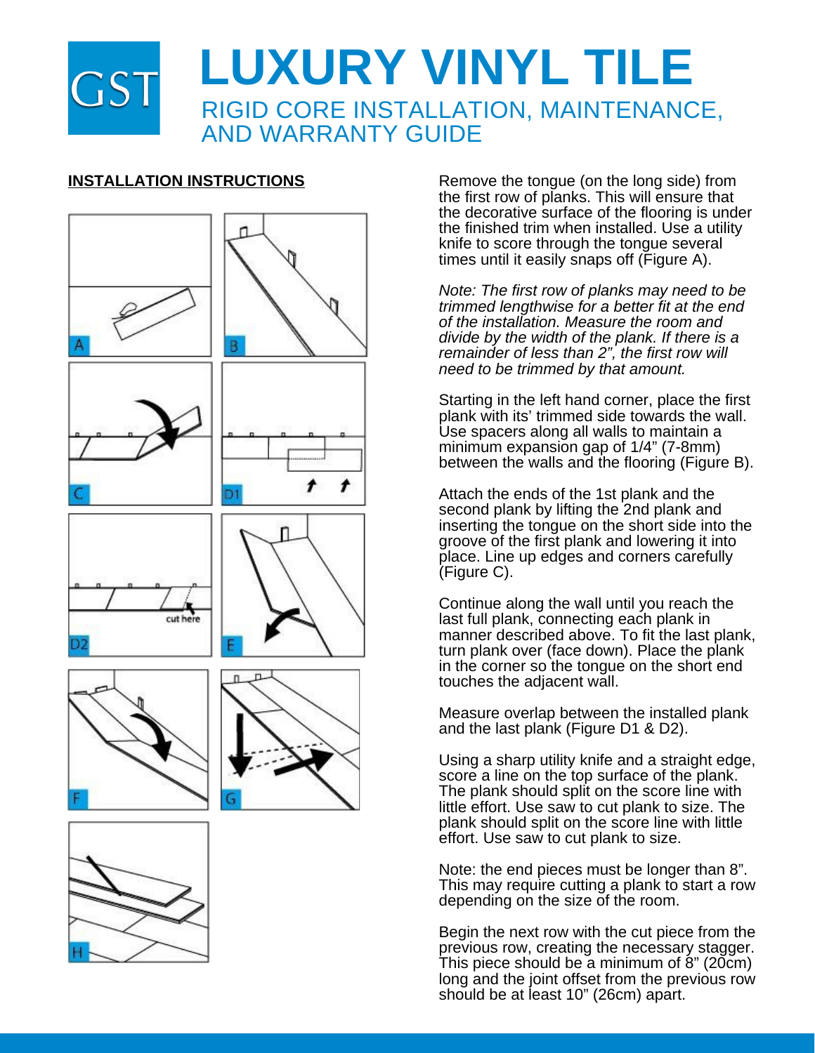# LUXURY VINYL TILE

## RIGID CORE INSTALLATION, MAINTENANCE, AND WARRANTY GUIDE

**INSTALLATION INSTRUCTIONS**

Remove the tongue (on the long side) from the first row of planks. This will ensure that the decorative surface of the flooring is under the finished trim when installed. Use a utility knife to score through the tongue several times until it easily snaps off (Figure A).

*Note: The first row of planks may need to be trimmed lengthwise for a better fit at the end of the installation. Measure the room and divide by the width of the plank. If there is a remainder of less than 2", the first row will need to be trimmed by that amount.*

Starting in the left hand corner, place the first plank with its' trimmed side towards the wall. Use spacers along all walls to maintain a minimum expansion gap of 1/4" (7-8mm) between the walls and the flooring (Figure B).

Attach the ends of the 1st plank and the second plank by lifting the 2nd plank and inserting the tongue on the short side into the groove of the first plank and lowering it into place. Line up edges and corners carefully (Figure C).

Continue along the wall until you reach the last full plank, connecting each plank in manner described above. To fit the last plank, turn plank over (face down). Place the plank in the corner so the tongue on the short end touches the adjacent wall.

Measure overlap between the installed plank and the last plank (Figure D1 & D2).

Using a sharp utility knife and a straight edge, score a line on the top surface of the plank. The plank should split on the score line with little effort. Use saw to cut plank to size. The plank should split on the score line with little effort. Use saw to cut plank to size.

Note: the end pieces must be longer than 8". This may require cutting a plank to start a row depending on the size of the room.

Begin the next row with the cut piece from the previous row, creating the necessary stagger. This piece should be a minimum of 8" (20cm) long and the joint offset from the previous row should be at least 10" (26cm) apart.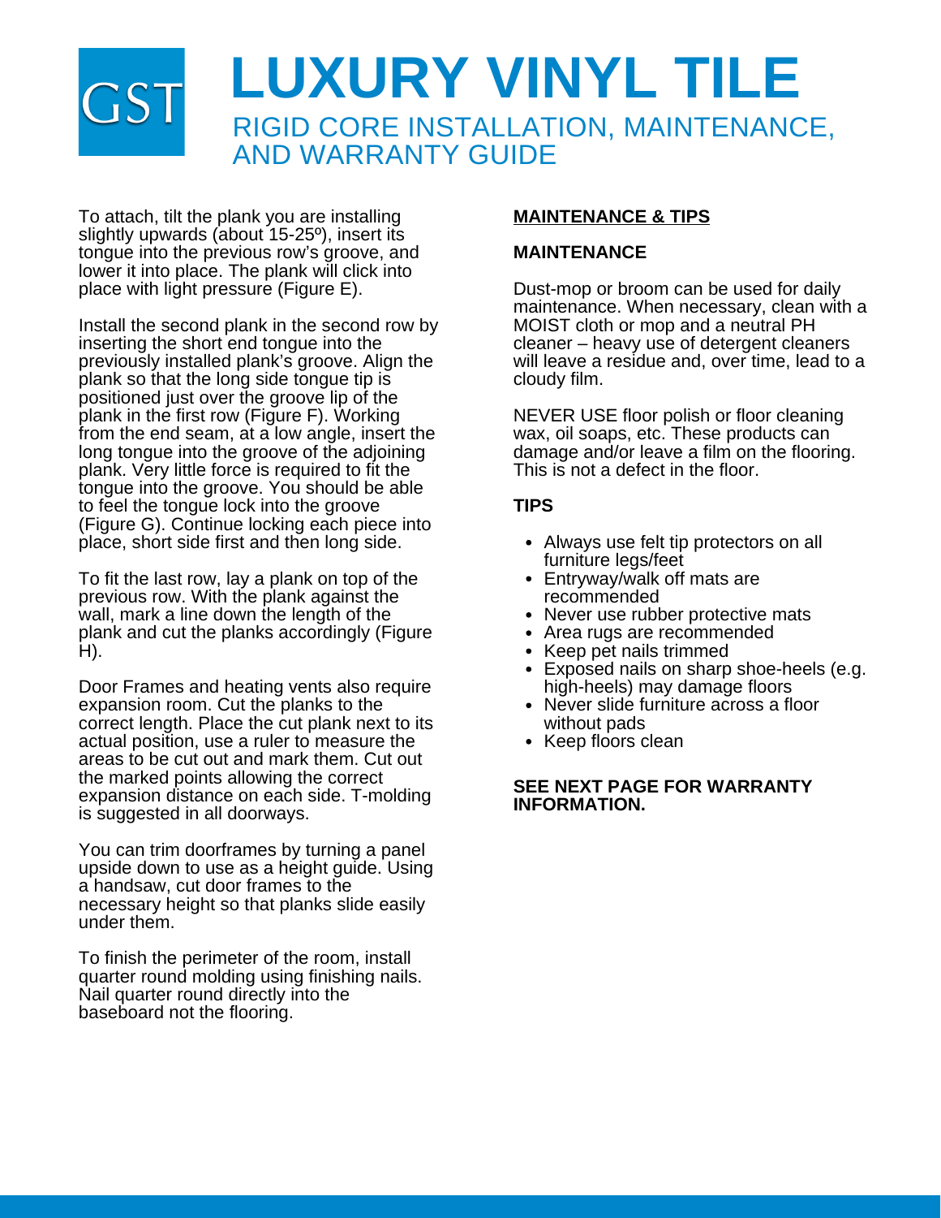# LUXURY VINYL TILE

## RIGID CORE INSTALLATION, MAINTENANCE, AND WARRANTY GUIDE

To attach, tilt the plank you are installing slightly upwards (about 15-25º), insert its tongue into the previous row's groove, and lower it into place. The plank will click into place with light pressure (Figure E).

Install the second plank in the second row by inserting the short end tongue into the previously installed plank's groove. Align the plank so that the long side tongue tip is positioned just over the groove lip of the plank in the first row (Figure F). Working from the end seam, at a low angle, insert the long tongue into the groove of the adjoining plank. Very little force is required to fit the tongue into the groove. You should be able to feel the tongue lock into the groove (Figure G). Continue locking each piece into place, short side first and then long side.

To fit the last row, lay a plank on top of the previous row. With the plank against the wall, mark a line down the length of the plank and cut the planks accordingly (Figure H).

Door Frames and heating vents also require expansion room. Cut the planks to the correct length. Place the cut plank next to its actual position, use a ruler to measure the areas to be cut out and mark them. Cut out the marked points allowing the correct expansion distance on each side. T-molding is suggested in all doorways.

You can trim doorframes by turning a panel upside down to use as a height guide. Using a handsaw, cut door frames to the necessary height so that planks slide easily under them.

To finish the perimeter of the room, install quarter round molding using finishing nails. Nail quarter round directly into the baseboard not the flooring.

### MAINTENANCE & TIPS

#### MAINTENANCE

Dust-mop or broom can be used for daily maintenance. When necessary, clean with a MOIST cloth or mop and a neutral PH cleaner – heavy use of detergent cleaners will leave a residue and, over time, lead to a cloudy film.

NEVER USE floor polish or floor cleaning wax, oil soaps, etc. These products can damage and/or leave a film on the flooring. This is not a defect in the floor.

#### TIPS

- Always use felt tip protectors on all furniture legs/feet
- Entryway/walk off mats are recommended
- Never use rubber protective mats
- Area rugs are recommended
- Keep pet nails trimmed
- Exposed nails on sharp shoe-heels (e.g. high-heels) may damage floors
- Never slide furniture across a floor without pads
- Keep floors clean

**SEE NEXT PAGE FOR WARRANTY INFORMATION.**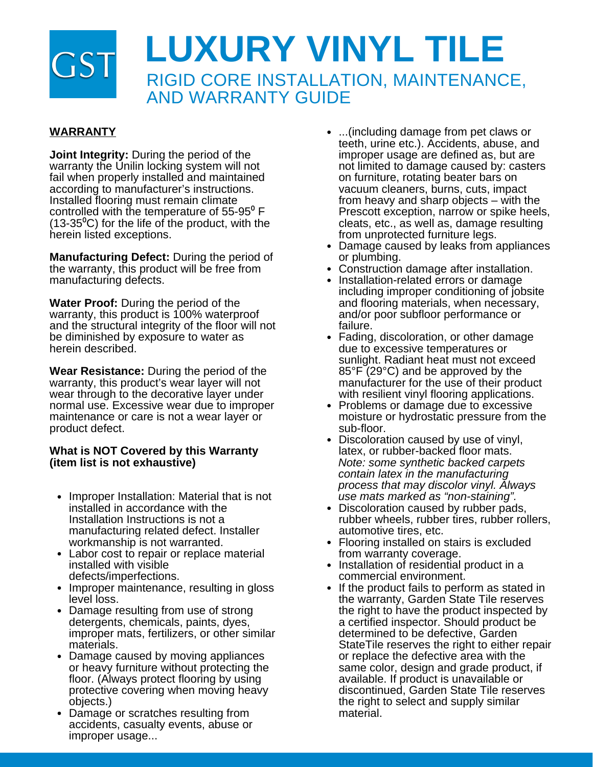# LUXURY VINYL TILE

## RIGID CORE INSTALLATION, MAINTENANCE, AND WARRANTY GUIDE

**WARRANTY**

**Joint Integrity:** During the period of the warranty the Unilin locking system will not fail when properly installed and maintained according to manufacturer's instructions. Installed flooring must remain climate controlled with the temperature of 55-95$^{0}$ F (13-35$^{0}$C) for the life of the product, with the herein listed exceptions.

**Manufacturing Defect:** During the period of the warranty, this product will be free from manufacturing defects.

**Water Proof:** During the period of the warranty, this product is 100% waterproof and the structural integrity of the floor will not be diminished by exposure to water as herein described.

**Wear Resistance:** During the period of the warranty, this product's wear layer will not wear through to the decorative layer under normal use. Excessive wear due to improper maintenance or care is not a wear layer or product defect.

**What is NOT Covered by this Warranty (item list is not exhaustive)**

- Improper Installation: Material that is not installed in accordance with the Installation Instructions is not a manufacturing related defect. Installer workmanship is not warranted.
- Labor cost to repair or replace material installed with visible defects/imperfections.
- Improper maintenance, resulting in gloss level loss.
- Damage resulting from use of strong detergents, chemicals, paints, dyes, improper mats, fertilizers, or other similar materials.
- Damage caused by moving appliances or heavy furniture without protecting the floor. (Always protect flooring by using protective covering when moving heavy objects.)
- Damage or scratches resulting from accidents, casualty events, abuse or improper usage...
- ...(including damage from pet claws or teeth, urine etc.). Accidents, abuse, and improper usage are defined as, but are not limited to damage caused by: casters on furniture, rotating beater bars on vacuum cleaners, burns, cuts, impact from heavy and sharp objects – with the Prescott exception, narrow or spike heels, cleats, etc., as well as, damage resulting from unprotected furniture legs.
- Damage caused by leaks from appliances or plumbing.
- Construction damage after installation.
- Installation-related errors or damage including improper conditioning of jobsite and flooring materials, when necessary, and/or poor subfloor performance or failure.
- Fading, discoloration, or other damage due to excessive temperatures or sunlight. Radiant heat must not exceed 85°F (29°C) and be approved by the manufacturer for the use of their product with resilient vinyl flooring applications.
- Problems or damage due to excessive moisture or hydrostatic pressure from the sub-floor.
- Discoloration caused by use of vinyl, latex, or rubber-backed floor mats. *Note: some synthetic backed carpets contain latex in the manufacturing process that may discolor vinyl. Always use mats marked as "non-staining".*
- Discoloration caused by rubber pads, rubber wheels, rubber tires, rubber rollers, automotive tires, etc.
- Flooring installed on stairs is excluded from warranty coverage.
- Installation of residential product in a commercial environment.
- If the product fails to perform as stated in the warranty, Garden State Tile reserves the right to have the product inspected by a certified inspector. Should product be determined to be defective, Garden StateTile reserves the right to either repair or replace the defective area with the same color, design and grade product, if available. If product is unavailable or discontinued, Garden State Tile reserves the right to select and supply similar material.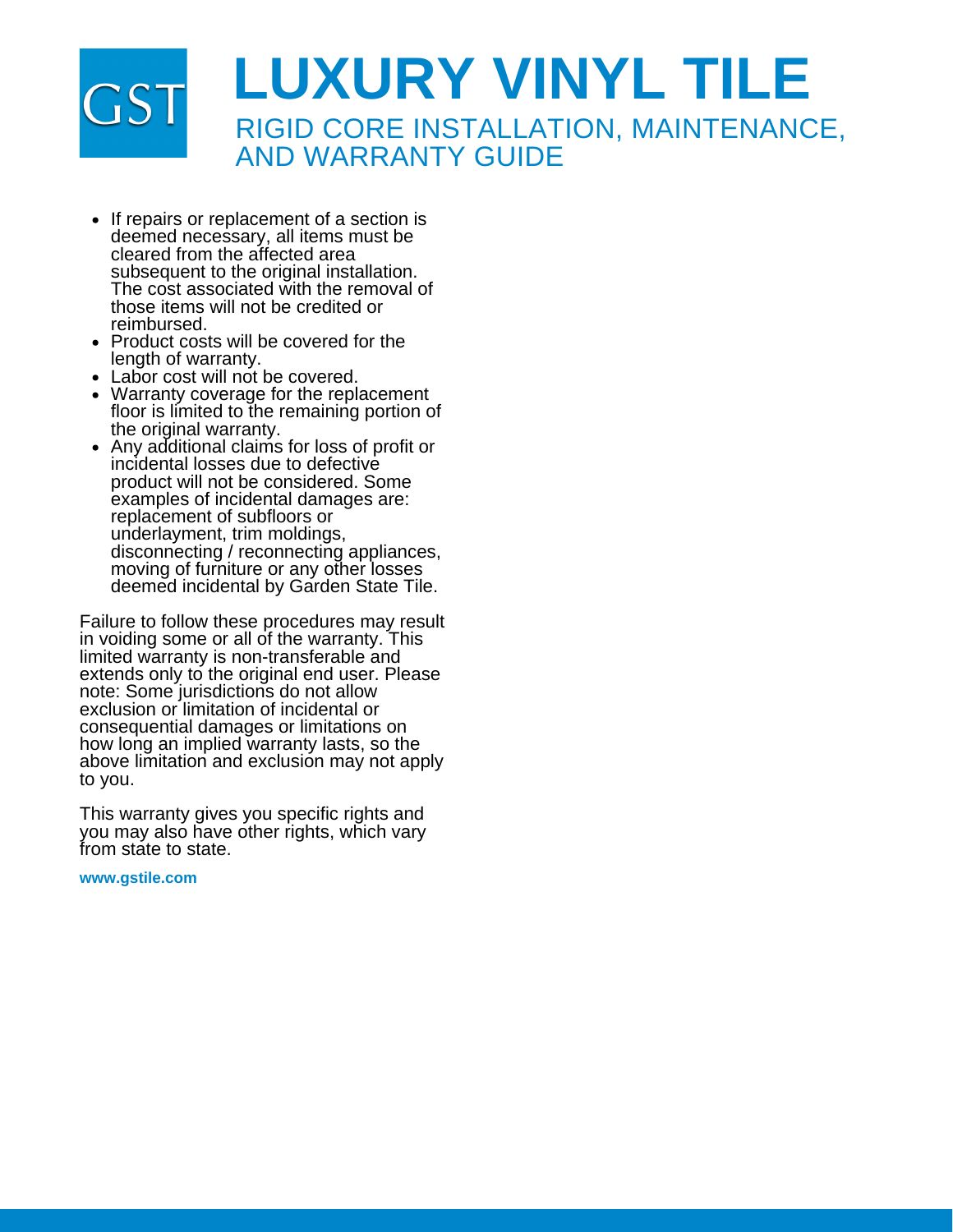- If repairs or replacement of a section is deemed necessary, all items must be cleared from the affected area subsequent to the original installation. The cost associated with the removal of those items will not be credited or reimbursed.
- Product costs will be covered for the length of warranty.
- Labor cost will not be covered.
- Warranty coverage for the replacement floor is limited to the remaining portion of the original warranty.
- Any additional claims for loss of profit or incidental losses due to defective product will not be considered. Some examples of incidental damages are: replacement of subfloors or underlayment, trim moldings, disconnecting / reconnecting appliances, moving of furniture or any other losses deemed incidental by Garden State Tile.

Failure to follow these procedures may result in voiding some or all of the warranty. This limited warranty is non-transferable and extends only to the original end user. Please note: Some jurisdictions do not allow exclusion or limitation of incidental or consequential damages or limitations on how long an implied warranty lasts, so the above limitation and exclusion may not apply to you.

This warranty gives you specific rights and you may also have other rights, which vary from state to state.

**www.gstile.com**